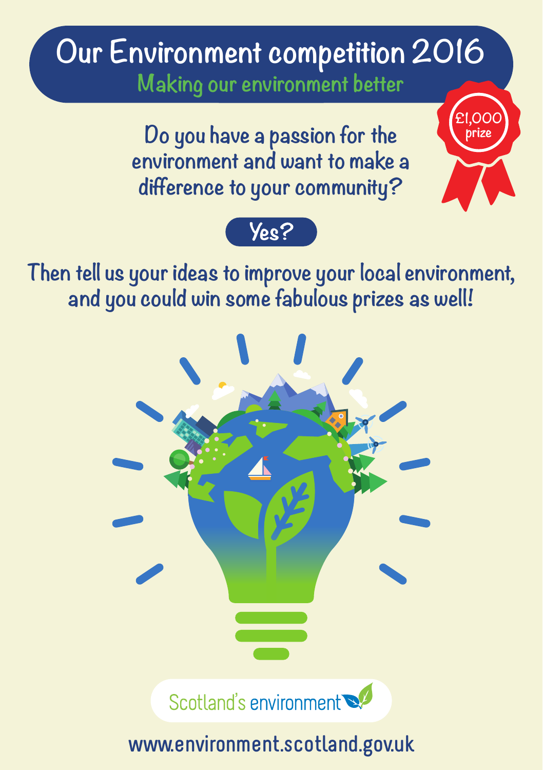# Our Environment competition 2016

## Making our environment better

£1,000 prize

Do you have a passion for the environment and want to make a difference to your community?

**Yes?**

Then tell us your ideas to improve your local environment, and you could win some fabulous prizes as well!

Scotland's environment

www.environment.scotland.gov.uk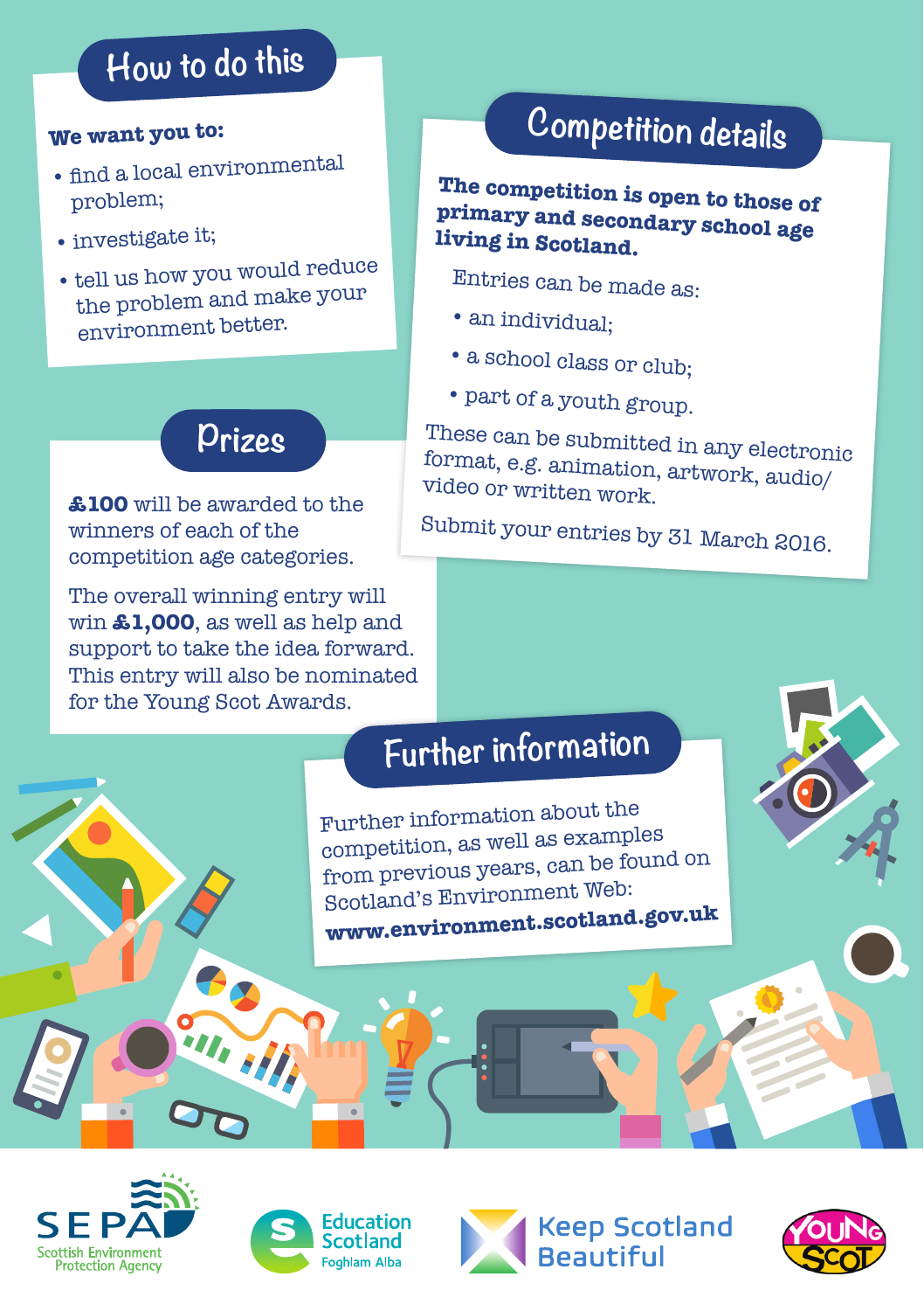## How to do this

**We want you to:**

- find a local environmental problem;
- investigate it;
- tell us how you would reduce the problem and make your environment better.

## Competition details

**The competition is open to those of primary and secondary school age living in Scotland.**

Entries can be made as:

- an individual;
- a school class or club;
- part of a youth group.

These can be submitted in any electronic format, e.g. animation, artwork, audio/ video or written work.

Submit your entries by 31 March 2016.

## Prizes

**£100** will be awarded to the winners of each of the competition age categories.

The overall winning entry will win **£1,000**, as well as help and support to take the idea forward. This entry will also be nominated for the Young Scot Awards.

## Further information

Further information about the competition, as well as examples from previous years, can be found on Scotland's Environment Web:

**www.environment.scotland.gov.uk**

SEPA Scottish Environment Protection Agency

Education Scotland Foghlam Alba

Keep Scotland Beautiful

Young Scot